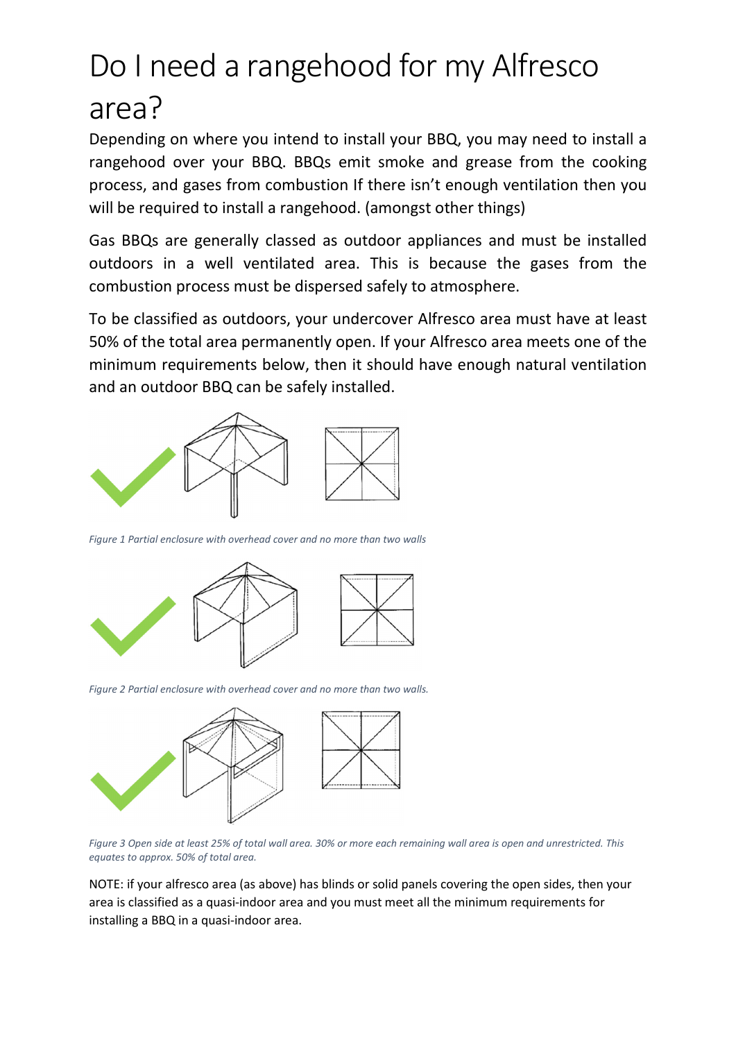# Do I need a rangehood for my Alfresco area?

Depending on where you intend to install your BBQ, you may need to install a rangehood over your BBQ. BBQs emit smoke and grease from the cooking process, and gases from combustion If there isn't enough ventilation then you will be required to install a rangehood. (amongst other things)

Gas BBQs are generally classed as outdoor appliances and must be installed outdoors in a well ventilated area. This is because the gases from the combustion process must be dispersed safely to atmosphere.

To be classified as outdoors, your undercover Alfresco area must have at least 50% of the total area permanently open. If your Alfresco area meets one of the minimum requirements below, then it should have enough natural ventilation and an outdoor BBQ can be safely installed.

*Figure 1 Partial enclosure with overhead cover and no more than two walls*

*Figure 2 Partial enclosure with overhead cover and no more than two walls.*

*Figure 3 Open side at least 25% of total wall area. 30% or more each remaining wall area is open and unrestricted. This equates to approx. 50% of total area.*

NOTE: if your alfresco area (as above) has blinds or solid panels covering the open sides, then your area is classified as a quasi-indoor area and you must meet all the minimum requirements for installing a BBQ in a quasi-indoor area.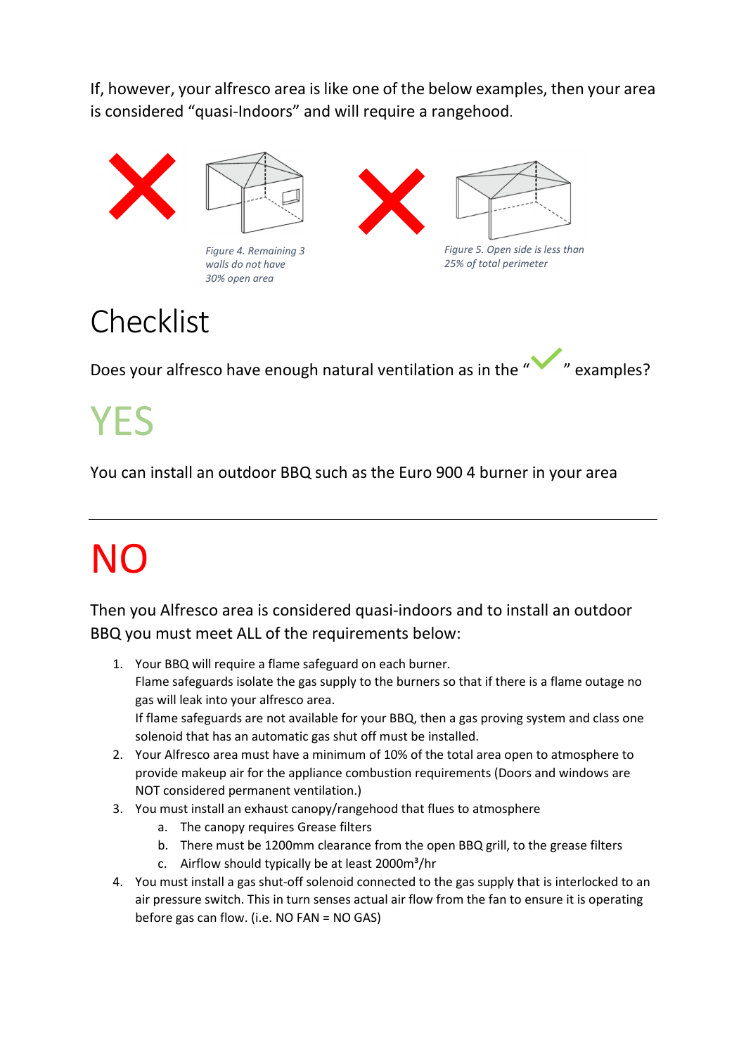If, however, your alfresco area is like one of the below examples, then your area is considered “quasi-Indoors” and will require a rangehood.

*Figure 4. Remaining 3 walls do not have 30% open area*

*Figure 5. Open side is less than 25% of total perimeter*

# Checklist

Does your alfresco have enough natural ventilation as in the “✓” examples?

# YES

You can install an outdoor BBQ such as the Euro 900 4 burner in your area

---

# NO

Then you Alfresco area is considered quasi-indoors and to install an outdoor BBQ you must meet ALL of the requirements below:

1. Your BBQ will require a flame safeguard on each burner.
   Flame safeguards isolate the gas supply to the burners so that if there is a flame outage no gas will leak into your alfresco area.
   If flame safeguards are not available for your BBQ, then a gas proving system and class one solenoid that has an automatic gas shut off must be installed.
2. Your Alfresco area must have a minimum of 10% of the total area open to atmosphere to provide makeup air for the appliance combustion requirements (Doors and windows are NOT considered permanent ventilation.)
3. You must install an exhaust canopy/rangehood that flues to atmosphere
   a. The canopy requires Grease filters
   b. There must be 1200mm clearance from the open BBQ grill, to the grease filters
   c. Airflow should typically be at least $2000m^3/hr$
4. You must install a gas shut-off solenoid connected to the gas supply that is interlocked to an air pressure switch. This in turn senses actual air flow from the fan to ensure it is operating before gas can flow. (i.e. NO FAN = NO GAS)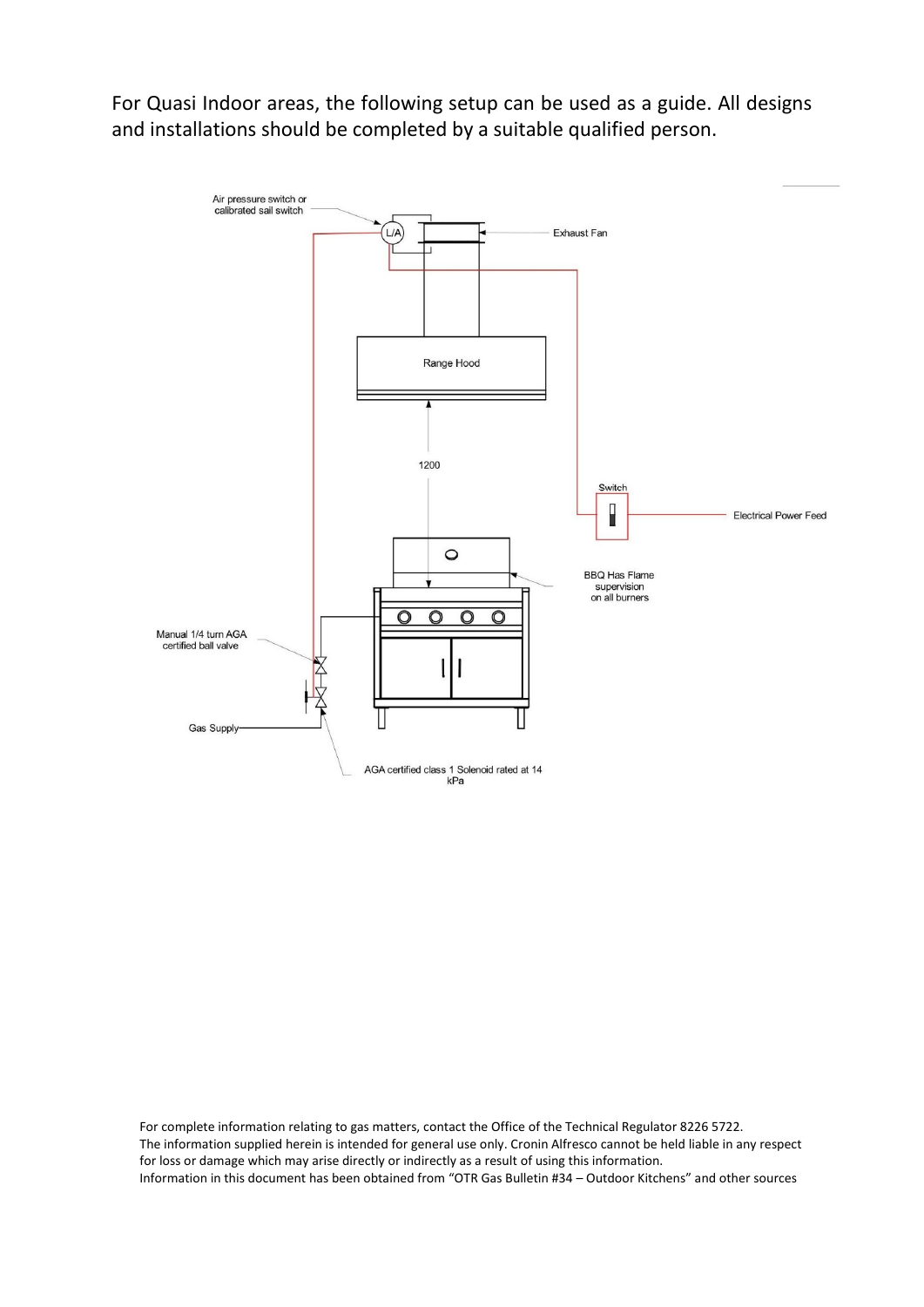For Quasi Indoor areas, the following setup can be used as a guide. All designs and installations should be completed by a suitable qualified person.

Air pressure switch or calibrated sail switch

L/A

Exhaust Fan

Range Hood

1200

Switch

Electrical Power Feed

BBQ Has Flame supervision on all burners

Manual 1/4 turn AGA certified ball valve

Gas Supply

AGA certified class 1 Solenoid rated at 14 kPa

For complete information relating to gas matters, contact the Office of the Technical Regulator 8226 5722.
The information supplied herein is intended for general use only. Cronin Alfresco cannot be held liable in any respect for loss or damage which may arise directly or indirectly as a result of using this information.
Information in this document has been obtained from "OTR Gas Bulletin #34 – Outdoor Kitchens" and other sources